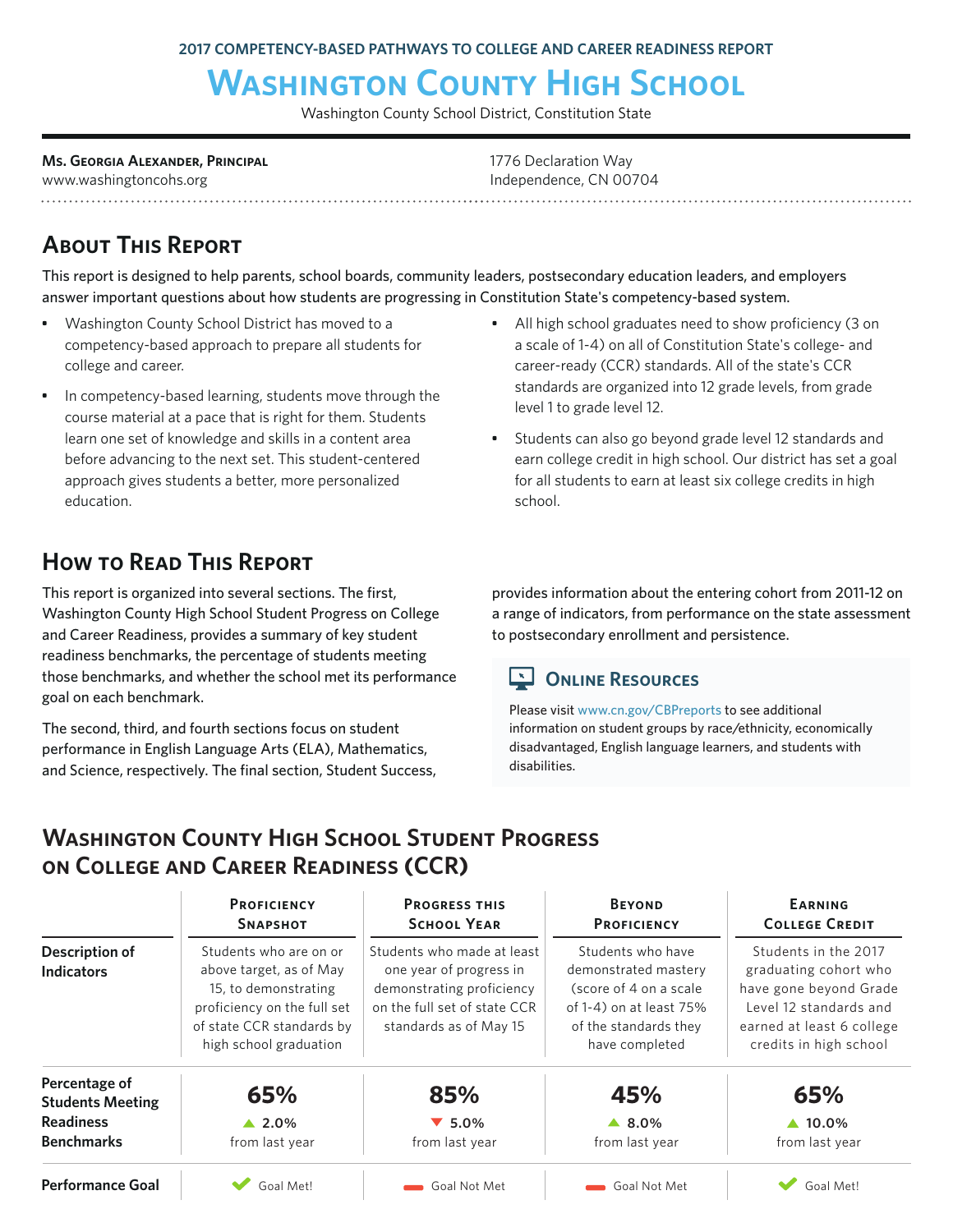2017 COMPETENCY-BASED PATHWAYS TO COLLEGE AND CAREER READINESS REPORT

# Washington County High School

Washington County School District, Constitution State

**Ms. Georgia Alexander, Principal**
www.washingtoncohs.org

1776 Declaration Way
Independence, CN 00704

## About This Report

This report is designed to help parents, school boards, community leaders, postsecondary education leaders, and employers answer important questions about how students are progressing in Constitution State's competency-based system.

- Washington County School District has moved to a competency-based approach to prepare all students for college and career.
- In competency-based learning, students move through the course material at a pace that is right for them. Students learn one set of knowledge and skills in a content area before advancing to the next set. This student-centered approach gives students a better, more personalized education.
- All high school graduates need to show proficiency (3 on a scale of 1-4) on all of Constitution State's college- and career-ready (CCR) standards. All of the state's CCR standards are organized into 12 grade levels, from grade level 1 to grade level 12.
- Students can also go beyond grade level 12 standards and earn college credit in high school. Our district has set a goal for all students to earn at least six college credits in high school.

## How to Read This Report

This report is organized into several sections. The first, Washington County High School Student Progress on College and Career Readiness, provides a summary of key student readiness benchmarks, the percentage of students meeting those benchmarks, and whether the school met its performance goal on each benchmark.

The second, third, and fourth sections focus on student performance in English Language Arts (ELA), Mathematics, and Science, respectively. The final section, Student Success, provides information about the entering cohort from 2011-12 on a range of indicators, from performance on the state assessment to postsecondary enrollment and persistence.

### Online Resources

Please visit www.cn.gov/CBPreports to see additional information on student groups by race/ethnicity, economically disadvantaged, English language learners, and students with disabilities.

## Washington County High School Student Progress on College and Career Readiness (CCR)

| | Proficiency Snapshot | Progress this School Year | Beyond Proficiency | Earning College Credit |
|---|---|---|---|---|
| **Description of Indicators** | Students who are on or above target, as of May 15, to demonstrating proficiency on the full set of state CCR standards by high school graduation | Students who made at least one year of progress in demonstrating proficiency on the full set of state CCR standards as of May 15 | Students who have demonstrated mastery (score of 4 on a scale of 1-4) on at least 75% of the standards they have completed | Students in the 2017 graduating cohort who have gone beyond Grade Level 12 standards and earned at least 6 college credits in high school |
| **Percentage of Students Meeting Readiness Benchmarks** | **65%** ▲ 2.0% from last year | **85%** ▼ 5.0% from last year | **45%** ▲ 8.0% from last year | **65%** ▲ 10.0% from last year |
| **Performance Goal** | Goal Met! | Goal Not Met | Goal Not Met | Goal Met! |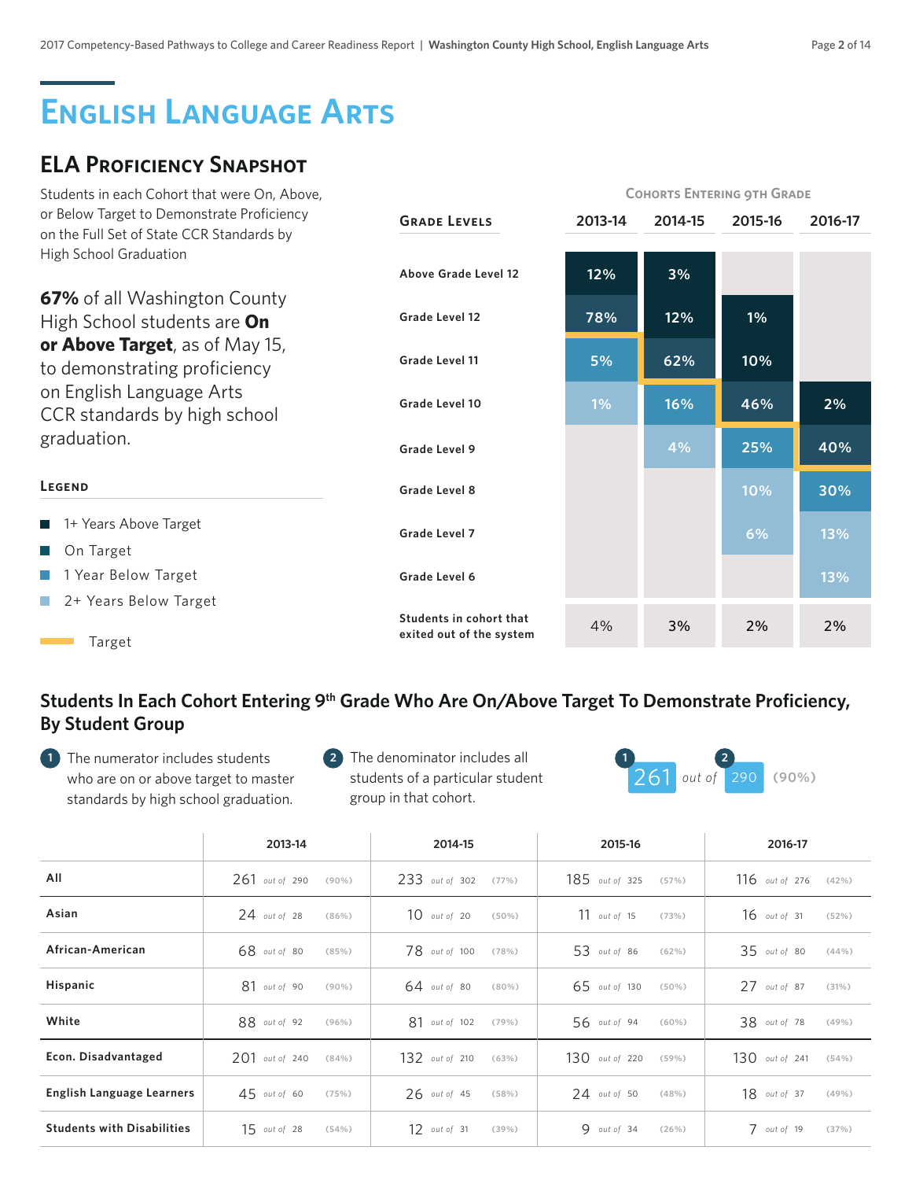# English Language Arts

## ELA Proficiency Snapshot

Students in each Cohort that were On, Above, or Below Target to Demonstrate Proficiency on the Full Set of State CCR Standards by High School Graduation

**67%** of all Washington County High School students are **On or Above Target**, as of May 15, to demonstrating proficiency on English Language Arts CCR standards by high school graduation.

**Legend**

- 1+ Years Above Target
- On Target
- 1 Year Below Target
- 2+ Years Below Target
- Target

| Grade Levels | 2013-14 | 2014-15 | 2015-16 | 2016-17 |
|---|---|---|---|---|
| | Cohorts Entering 9th Grade | | | |
| Above Grade Level 12 | 12% | 3% | | |
| Grade Level 12 | 78% | 12% | 1% | |
| Grade Level 11 | 5% | 62% | 10% | |
| Grade Level 10 | 1% | 16% | 46% | 2% |
| Grade Level 9 | | 4% | 25% | 40% |
| Grade Level 8 | | | 10% | 30% |
| Grade Level 7 | | | 6% | 13% |
| Grade Level 6 | | | | 13% |
| Students in cohort that exited out of the system | 4% | 3% | 2% | 2% |

## Students In Each Cohort Entering 9th Grade Who Are On/Above Target To Demonstrate Proficiency, By Student Group

1. The numerator includes students who are on or above target to master standards by high school graduation.
2. The denominator includes all students of a particular student group in that cohort.

Example: 261 (1) out of 290 (2) (90%)

| | 2013-14 | 2014-15 | 2015-16 | 2016-17 |
|---|---|---|---|---|
| All | 261 out of 290 (90%) | 233 out of 302 (77%) | 185 out of 325 (57%) | 116 out of 276 (42%) |
| Asian | 24 out of 28 (86%) | 10 out of 20 (50%) | 11 out of 15 (73%) | 16 out of 31 (52%) |
| African-American | 68 out of 80 (85%) | 78 out of 100 (78%) | 53 out of 86 (62%) | 35 out of 80 (44%) |
| Hispanic | 81 out of 90 (90%) | 64 out of 80 (80%) | 65 out of 130 (50%) | 27 out of 87 (31%) |
| White | 88 out of 92 (96%) | 81 out of 102 (79%) | 56 out of 94 (60%) | 38 out of 78 (49%) |
| Econ. Disadvantaged | 201 out of 240 (84%) | 132 out of 210 (63%) | 130 out of 220 (59%) | 130 out of 241 (54%) |
| English Language Learners | 45 out of 60 (75%) | 26 out of 45 (58%) | 24 out of 50 (48%) | 18 out of 37 (49%) |
| Students with Disabilities | 15 out of 28 (54%) | 12 out of 31 (39%) | 9 out of 34 (26%) | 7 out of 19 (37%) |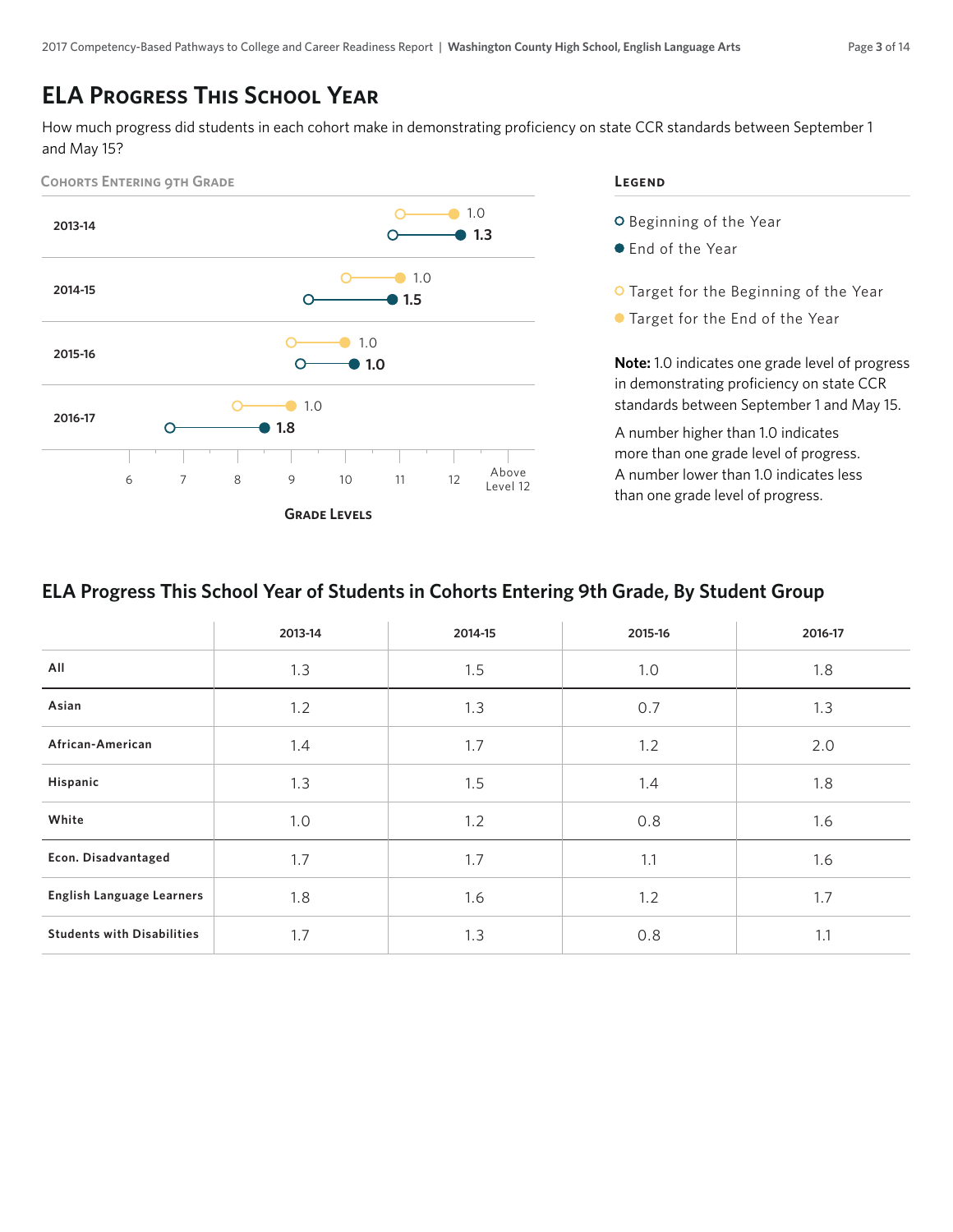# ELA Progress This School Year

How much progress did students in each cohort make in demonstrating proficiency on state CCR standards between September 1 and May 15?

**Cohorts Entering 9th Grade**

| Cohort | Target | Actual |
|---|---|---|
| 2013-14 | 1.0 | 1.3 |
| 2014-15 | 1.0 | 1.5 |
| 2015-16 | 1.0 | 1.0 |
| 2016-17 | 1.0 | 1.8 |

Grade Levels: 6, 7, 8, 9, 10, 11, 12, Above Level 12

**Legend**

- Beginning of the Year
- End of the Year
- Target for the Beginning of the Year
- Target for the End of the Year

**Note:** 1.0 indicates one grade level of progress in demonstrating proficiency on state CCR standards between September 1 and May 15.

A number higher than 1.0 indicates more than one grade level of progress. A number lower than 1.0 indicates less than one grade level of progress.

## ELA Progress This School Year of Students in Cohorts Entering 9th Grade, By Student Group

| | 2013-14 | 2014-15 | 2015-16 | 2016-17 |
|---|---|---|---|---|
| **All** | 1.3 | 1.5 | 1.0 | 1.8 |
| **Asian** | 1.2 | 1.3 | 0.7 | 1.3 |
| **African-American** | 1.4 | 1.7 | 1.2 | 2.0 |
| **Hispanic** | 1.3 | 1.5 | 1.4 | 1.8 |
| **White** | 1.0 | 1.2 | 0.8 | 1.6 |
| **Econ. Disadvantaged** | 1.7 | 1.7 | 1.1 | 1.6 |
| **English Language Learners** | 1.8 | 1.6 | 1.2 | 1.7 |
| **Students with Disabilities** | 1.7 | 1.3 | 0.8 | 1.1 |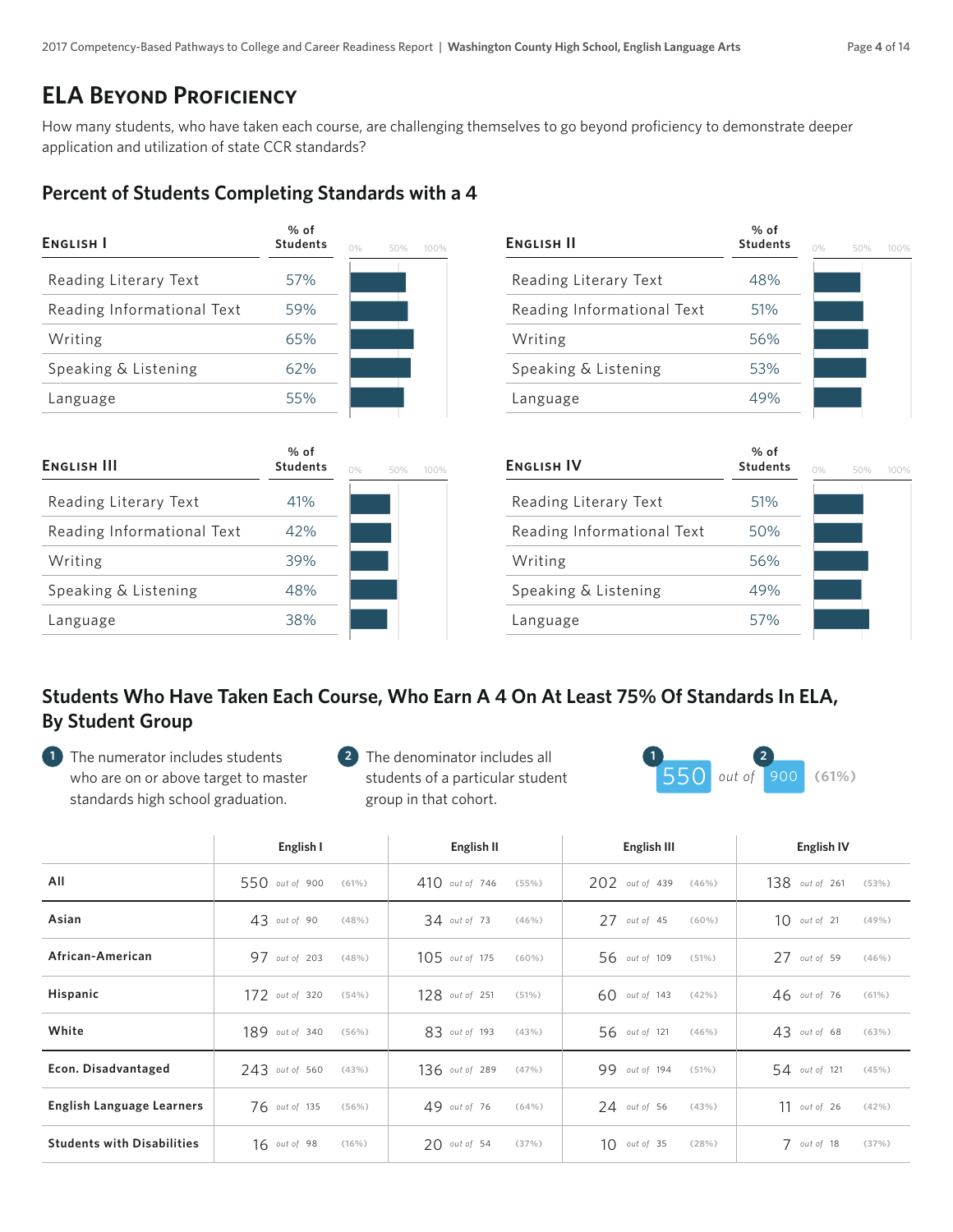# ELA Beyond Proficiency

How many students, who have taken each course, are challenging themselves to go beyond proficiency to demonstrate deeper application and utilization of state CCR standards?

## Percent of Students Completing Standards with a 4

| English I | % of Students |
|---|---|
| Reading Literary Text | 57% |
| Reading Informational Text | 59% |
| Writing | 65% |
| Speaking & Listening | 62% |
| Language | 55% |

| English II | % of Students |
|---|---|
| Reading Literary Text | 48% |
| Reading Informational Text | 51% |
| Writing | 56% |
| Speaking & Listening | 53% |
| Language | 49% |

| English III | % of Students |
|---|---|
| Reading Literary Text | 41% |
| Reading Informational Text | 42% |
| Writing | 39% |
| Speaking & Listening | 48% |
| Language | 38% |

| English IV | % of Students |
|---|---|
| Reading Literary Text | 51% |
| Reading Informational Text | 50% |
| Writing | 56% |
| Speaking & Listening | 49% |
| Language | 57% |

## Students Who Have Taken Each Course, Who Earn A 4 On At Least 75% Of Standards In ELA, By Student Group

1. The numerator includes students who are on or above target to master standards high school graduation.
2. The denominator includes all students of a particular student group in that cohort.

Example: 550 (1) out of 900 (2) (61%)

| | English I | English II | English III | English IV |
|---|---|---|---|---|
| All | 550 out of 900 (61%) | 410 out of 746 (55%) | 202 out of 439 (46%) | 138 out of 261 (53%) |
| Asian | 43 out of 90 (48%) | 34 out of 73 (46%) | 27 out of 45 (60%) | 10 out of 21 (49%) |
| African-American | 97 out of 203 (48%) | 105 out of 175 (60%) | 56 out of 109 (51%) | 27 out of 59 (46%) |
| Hispanic | 172 out of 320 (54%) | 128 out of 251 (51%) | 60 out of 143 (42%) | 46 out of 76 (61%) |
| White | 189 out of 340 (56%) | 83 out of 193 (43%) | 56 out of 121 (46%) | 43 out of 68 (63%) |
| Econ. Disadvantaged | 243 out of 560 (43%) | 136 out of 289 (47%) | 99 out of 194 (51%) | 54 out of 121 (45%) |
| English Language Learners | 76 out of 135 (56%) | 49 out of 76 (64%) | 24 out of 56 (43%) | 11 out of 26 (42%) |
| Students with Disabilities | 16 out of 98 (16%) | 20 out of 54 (37%) | 10 out of 35 (28%) | 7 out of 18 (37%) |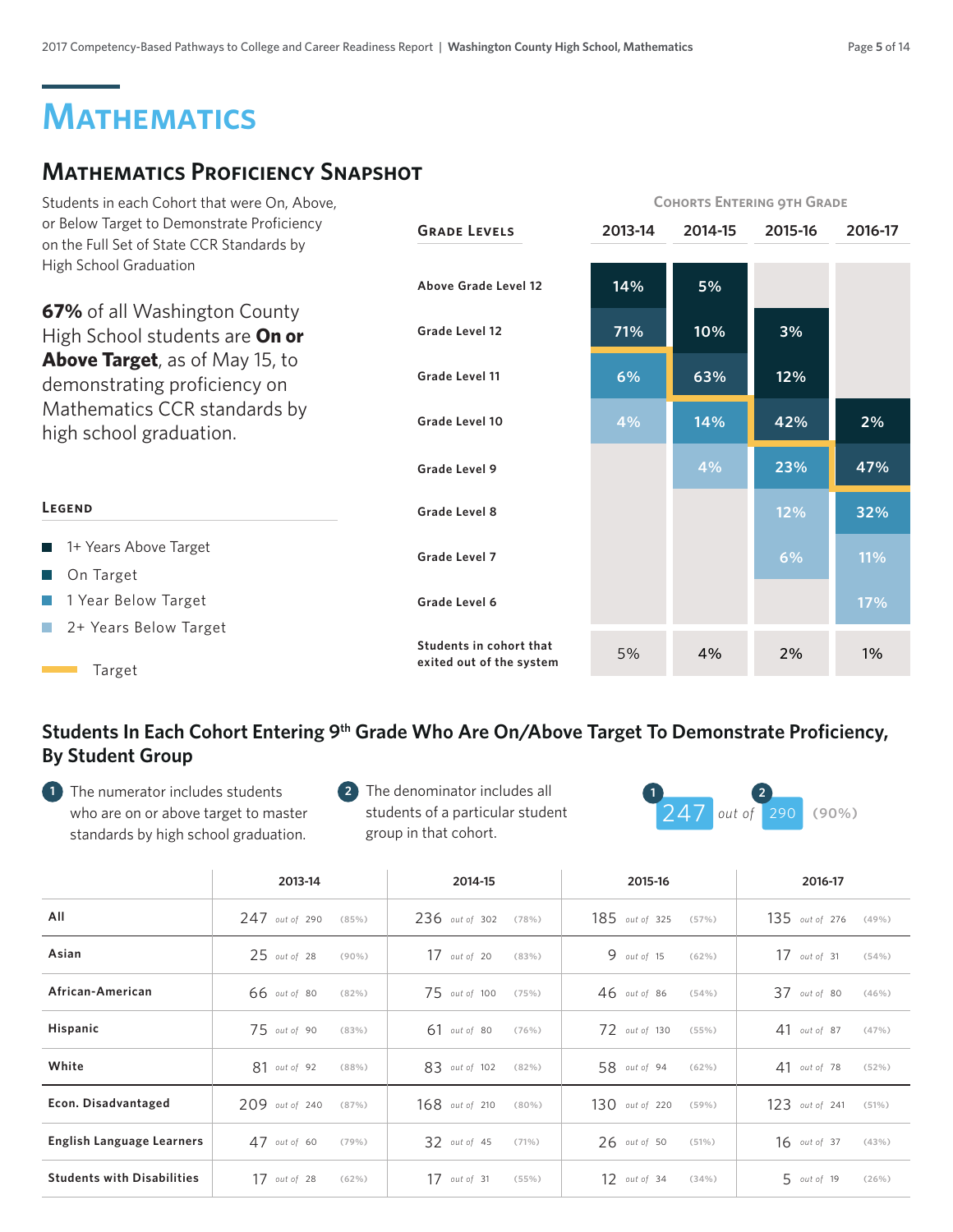# Mathematics

## Mathematics Proficiency Snapshot

Students in each Cohort that were On, Above, or Below Target to Demonstrate Proficiency on the Full Set of State CCR Standards by High School Graduation

**67%** of all Washington County High School students are **On or Above Target**, as of May 15, to demonstrating proficiency on Mathematics CCR standards by high school graduation.

**Legend**

- 1+ Years Above Target
- On Target
- 1 Year Below Target
- 2+ Years Below Target
- Target

Cohorts Entering 9th Grade

| Grade Levels | 2013-14 | 2014-15 | 2015-16 | 2016-17 |
|---|---|---|---|---|
| Above Grade Level 12 | 14% | 5% | | |
| Grade Level 12 | 71% | 10% | 3% | |
| Grade Level 11 | 6% | 63% | 12% | |
| Grade Level 10 | 4% | 14% | 42% | 2% |
| Grade Level 9 | | 4% | 23% | 47% |
| Grade Level 8 | | | 12% | 32% |
| Grade Level 7 | | | 6% | 11% |
| Grade Level 6 | | | | 17% |
| Students in cohort that exited out of the system | 5% | 4% | 2% | 1% |

### Students In Each Cohort Entering 9th Grade Who Are On/Above Target To Demonstrate Proficiency, By Student Group

1. The numerator includes students who are on or above target to master standards by high school graduation.
2. The denominator includes all students of a particular student group in that cohort.

Example: 247 (1) out of 290 (2) (90%)

| | 2013-14 | 2014-15 | 2015-16 | 2016-17 |
|---|---|---|---|---|
| All | 247 out of 290 (85%) | 236 out of 302 (78%) | 185 out of 325 (57%) | 135 out of 276 (49%) |
| Asian | 25 out of 28 (90%) | 17 out of 20 (83%) | 9 out of 15 (62%) | 17 out of 31 (54%) |
| African-American | 66 out of 80 (82%) | 75 out of 100 (75%) | 46 out of 86 (54%) | 37 out of 80 (46%) |
| Hispanic | 75 out of 90 (83%) | 61 out of 80 (76%) | 72 out of 130 (55%) | 41 out of 87 (47%) |
| White | 81 out of 92 (88%) | 83 out of 102 (82%) | 58 out of 94 (62%) | 41 out of 78 (52%) |
| Econ. Disadvantaged | 209 out of 240 (87%) | 168 out of 210 (80%) | 130 out of 220 (59%) | 123 out of 241 (51%) |
| English Language Learners | 47 out of 60 (79%) | 32 out of 45 (71%) | 26 out of 50 (51%) | 16 out of 37 (43%) |
| Students with Disabilities | 17 out of 28 (62%) | 17 out of 31 (55%) | 12 out of 34 (34%) | 5 out of 19 (26%) |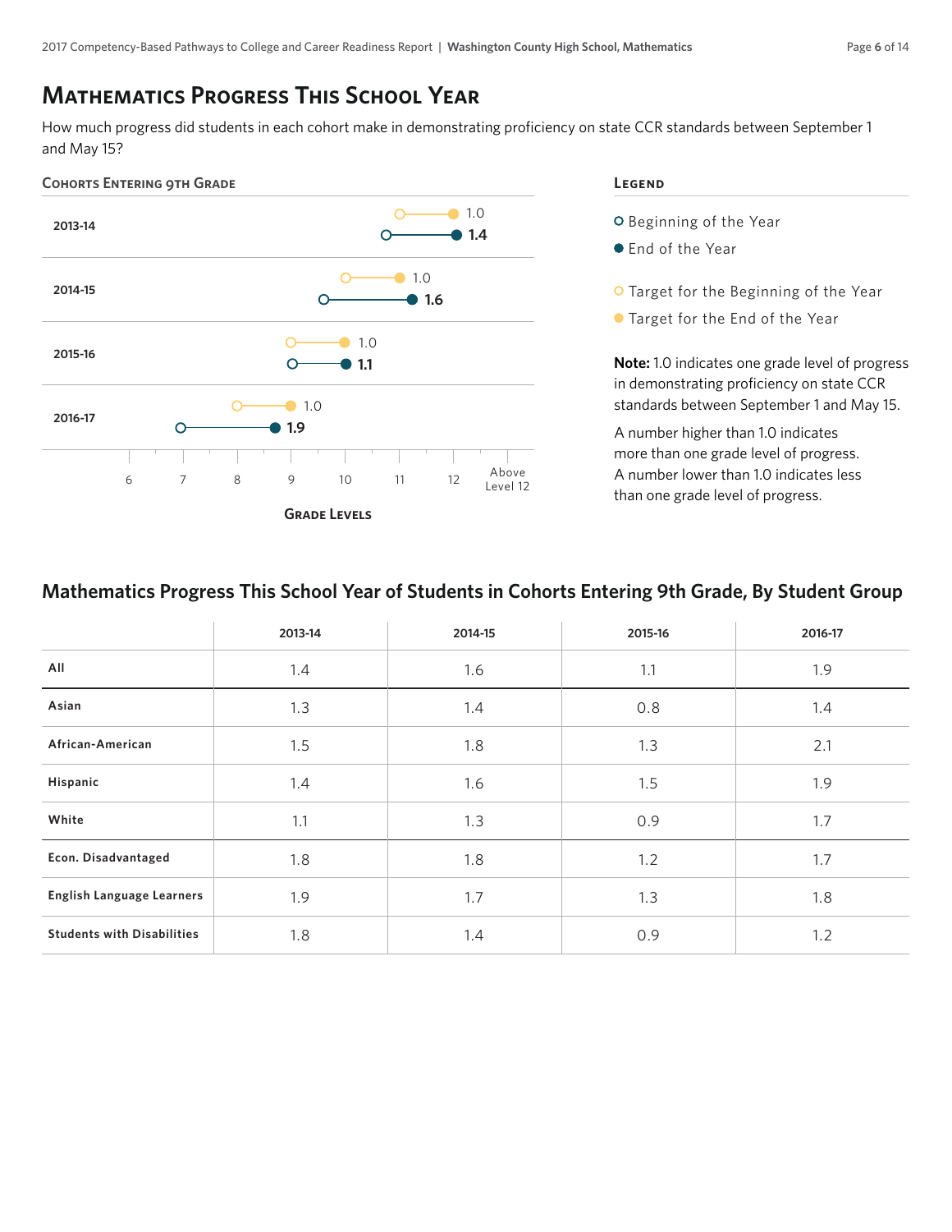# Mathematics Progress This School Year

How much progress did students in each cohort make in demonstrating proficiency on state CCR standards between September 1 and May 15?

**Cohorts Entering 9th Grade**

| Cohort | Target Progress | Actual Progress |
|---|---|---|
| 2013-14 | 1.0 | 1.4 |
| 2014-15 | 1.0 | 1.6 |
| 2015-16 | 1.0 | 1.1 |
| 2016-17 | 1.0 | 1.9 |

Grade Levels: 6, 7, 8, 9, 10, 11, 12, Above Level 12

**Legend**

- Beginning of the Year
- End of the Year
- Target for the Beginning of the Year
- Target for the End of the Year

**Note:** 1.0 indicates one grade level of progress in demonstrating proficiency on state CCR standards between September 1 and May 15.

A number higher than 1.0 indicates more than one grade level of progress. A number lower than 1.0 indicates less than one grade level of progress.

## Mathematics Progress This School Year of Students in Cohorts Entering 9th Grade, By Student Group

| | 2013-14 | 2014-15 | 2015-16 | 2016-17 |
|---|---|---|---|---|
| All | 1.4 | 1.6 | 1.1 | 1.9 |
| Asian | 1.3 | 1.4 | 0.8 | 1.4 |
| African-American | 1.5 | 1.8 | 1.3 | 2.1 |
| Hispanic | 1.4 | 1.6 | 1.5 | 1.9 |
| White | 1.1 | 1.3 | 0.9 | 1.7 |
| Econ. Disadvantaged | 1.8 | 1.8 | 1.2 | 1.7 |
| English Language Learners | 1.9 | 1.7 | 1.3 | 1.8 |
| Students with Disabilities | 1.8 | 1.4 | 0.9 | 1.2 |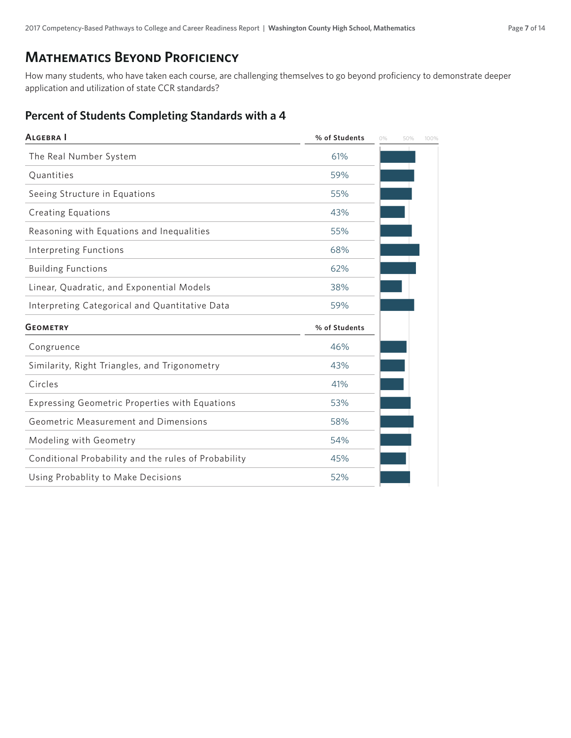## Mathematics Beyond Proficiency

How many students, who have taken each course, are challenging themselves to go beyond proficiency to demonstrate deeper application and utilization of state CCR standards?

### Percent of Students Completing Standards with a 4

| Algebra I | % of Students |
|---|---|
| The Real Number System | 61% |
| Quantities | 59% |
| Seeing Structure in Equations | 55% |
| Creating Equations | 43% |
| Reasoning with Equations and Inequalities | 55% |
| Interpreting Functions | 68% |
| Building Functions | 62% |
| Linear, Quadratic, and Exponential Models | 38% |
| Interpreting Categorical and Quantitative Data | 59% |

| Geometry | % of Students |
|---|---|
| Congruence | 46% |
| Similarity, Right Triangles, and Trigonometry | 43% |
| Circles | 41% |
| Expressing Geometric Properties with Equations | 53% |
| Geometric Measurement and Dimensions | 58% |
| Modeling with Geometry | 54% |
| Conditional Probability and the rules of Probability | 45% |
| Using Probablity to Make Decisions | 52% |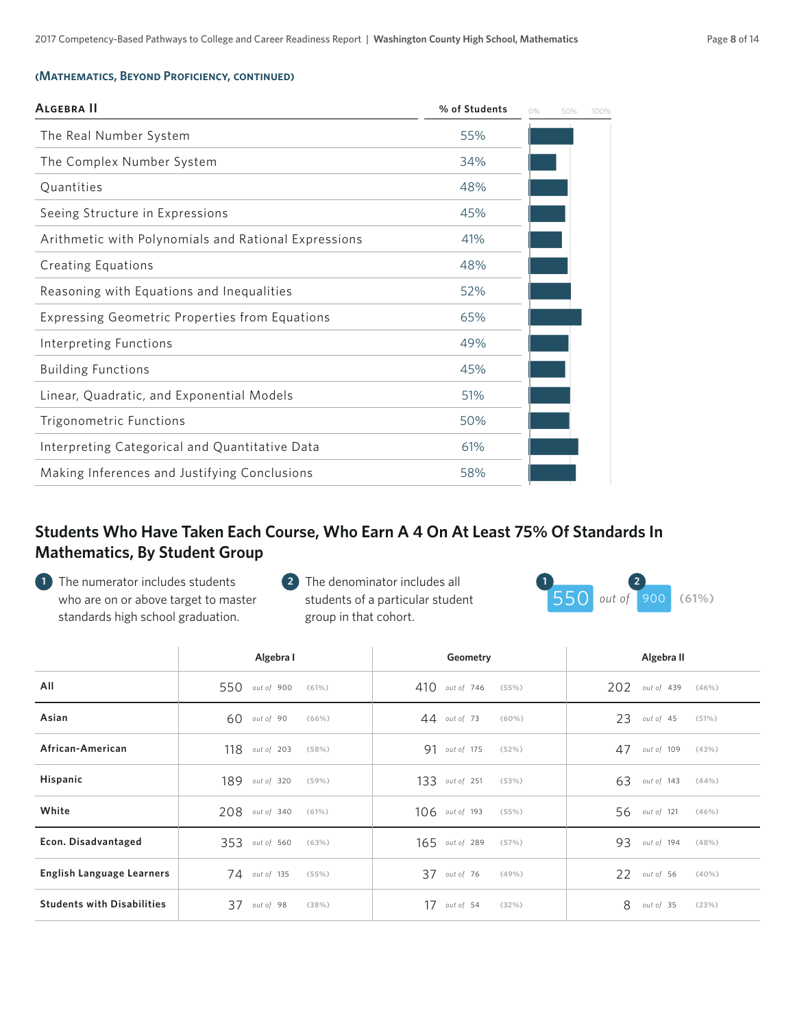**(Mathematics, Beyond Proficiency, continued)**

| Algebra II | % of Students |
|---|---|
| The Real Number System | 55% |
| The Complex Number System | 34% |
| Quantities | 48% |
| Seeing Structure in Expressions | 45% |
| Arithmetic with Polynomials and Rational Expressions | 41% |
| Creating Equations | 48% |
| Reasoning with Equations and Inequalities | 52% |
| Expressing Geometric Properties from Equations | 65% |
| Interpreting Functions | 49% |
| Building Functions | 45% |
| Linear, Quadratic, and Exponential Models | 51% |
| Trigonometric Functions | 50% |
| Interpreting Categorical and Quantitative Data | 61% |
| Making Inferences and Justifying Conclusions | 58% |

## Students Who Have Taken Each Course, Who Earn A 4 On At Least 75% Of Standards In Mathematics, By Student Group

1. The numerator includes students who are on or above target to master standards high school graduation.
2. The denominator includes all students of a particular student group in that cohort.

Example: 550 (1) out of 900 (2) (61%)

| | Algebra I | Geometry | Algebra II |
|---|---|---|---|
| **All** | 550 out of 900 (61%) | 410 out of 746 (55%) | 202 out of 439 (46%) |
| **Asian** | 60 out of 90 (66%) | 44 out of 73 (60%) | 23 out of 45 (51%) |
| **African-American** | 118 out of 203 (58%) | 91 out of 175 (52%) | 47 out of 109 (43%) |
| **Hispanic** | 189 out of 320 (59%) | 133 out of 251 (53%) | 63 out of 143 (44%) |
| **White** | 208 out of 340 (61%) | 106 out of 193 (55%) | 56 out of 121 (46%) |
| **Econ. Disadvantaged** | 353 out of 560 (63%) | 165 out of 289 (57%) | 93 out of 194 (48%) |
| **English Language Learners** | 74 out of 135 (55%) | 37 out of 76 (49%) | 22 out of 56 (40%) |
| **Students with Disabilities** | 37 out of 98 (38%) | 17 out of 54 (32%) | 8 out of 35 (23%) |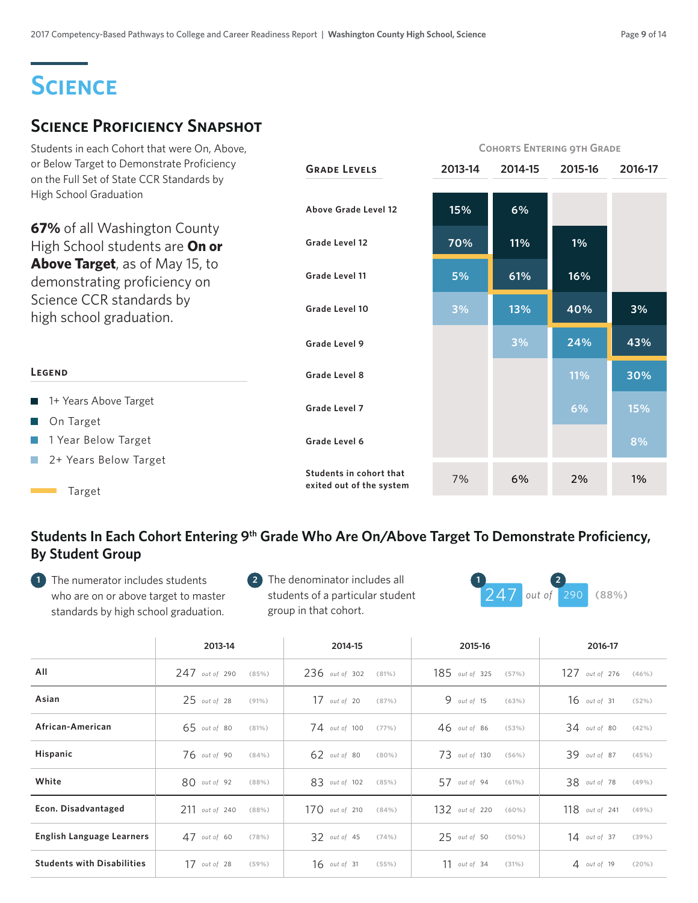# Science

## Science Proficiency Snapshot

Students in each Cohort that were On, Above, or Below Target to Demonstrate Proficiency on the Full Set of State CCR Standards by High School Graduation

**67%** of all Washington County High School students are **On or Above Target**, as of May 15, to demonstrating proficiency on Science CCR standards by high school graduation.

| Grade Levels | 2013-14 | 2014-15 | 2015-16 | 2016-17 |
|---|---|---|---|---|
| | Cohorts Entering 9th Grade | | | |
| Above Grade Level 12 | 15% | 6% | | |
| Grade Level 12 | 70% | 11% | 1% | |
| Grade Level 11 | 5% | 61% | 16% | |
| Grade Level 10 | 3% | 13% | 40% | 3% |
| Grade Level 9 | | 3% | 24% | 43% |
| Grade Level 8 | | | 11% | 30% |
| Grade Level 7 | | | 6% | 15% |
| Grade Level 6 | | | | 8% |
| Students in cohort that exited out of the system | 7% | 6% | 2% | 1% |

**Legend**

- 1+ Years Above Target
- On Target
- 1 Year Below Target
- 2+ Years Below Target
- Target

## Students In Each Cohort Entering 9th Grade Who Are On/Above Target To Demonstrate Proficiency, By Student Group

1. The numerator includes students who are on or above target to master standards by high school graduation.
2. The denominator includes all students of a particular student group in that cohort.

Example: 247 (1) out of 290 (2) (88%)

| | 2013-14 | 2014-15 | 2015-16 | 2016-17 |
|---|---|---|---|---|
| All | 247 out of 290 (85%) | 236 out of 302 (81%) | 185 out of 325 (57%) | 127 out of 276 (46%) |
| Asian | 25 out of 28 (91%) | 17 out of 20 (87%) | 9 out of 15 (63%) | 16 out of 31 (52%) |
| African-American | 65 out of 80 (81%) | 74 out of 100 (77%) | 46 out of 86 (53%) | 34 out of 80 (42%) |
| Hispanic | 76 out of 90 (84%) | 62 out of 80 (80%) | 73 out of 130 (56%) | 39 out of 87 (45%) |
| White | 80 out of 92 (88%) | 83 out of 102 (85%) | 57 out of 94 (61%) | 38 out of 78 (49%) |
| Econ. Disadvantaged | 211 out of 240 (88%) | 170 out of 210 (84%) | 132 out of 220 (60%) | 118 out of 241 (49%) |
| English Language Learners | 47 out of 60 (78%) | 32 out of 45 (74%) | 25 out of 50 (50%) | 14 out of 37 (39%) |
| Students with Disabilities | 17 out of 28 (59%) | 16 out of 31 (55%) | 11 out of 34 (31%) | 4 out of 19 (20%) |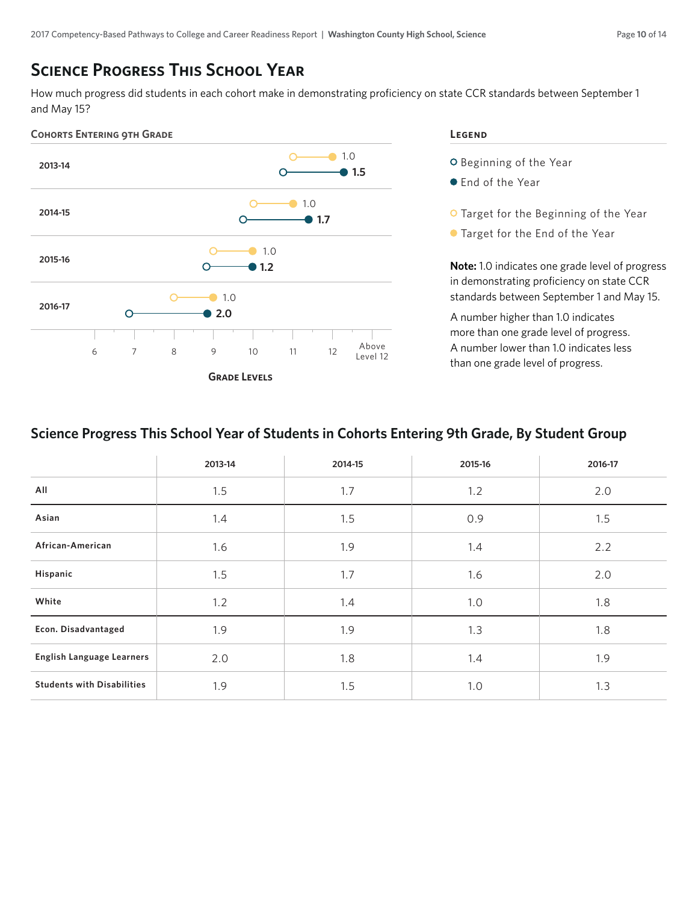# Science Progress This School Year

How much progress did students in each cohort make in demonstrating proficiency on state CCR standards between September 1 and May 15?

### Cohorts Entering 9th Grade

| Cohort | Target Progress | Actual Progress |
|---|---|---|
| 2013-14 | 1.0 | **1.5** |
| 2014-15 | 1.0 | **1.7** |
| 2015-16 | 1.0 | **1.2** |
| 2016-17 | 1.0 | **2.0** |

Grade Levels: 6, 7, 8, 9, 10, 11, 12, Above Level 12

### Legend

- Beginning of the Year
- End of the Year
- Target for the Beginning of the Year
- Target for the End of the Year

**Note:** 1.0 indicates one grade level of progress in demonstrating proficiency on state CCR standards between September 1 and May 15.

A number higher than 1.0 indicates more than one grade level of progress. A number lower than 1.0 indicates less than one grade level of progress.

## Science Progress This School Year of Students in Cohorts Entering 9th Grade, By Student Group

| | 2013-14 | 2014-15 | 2015-16 | 2016-17 |
|---|---|---|---|---|
| **All** | 1.5 | 1.7 | 1.2 | 2.0 |
| **Asian** | 1.4 | 1.5 | 0.9 | 1.5 |
| **African-American** | 1.6 | 1.9 | 1.4 | 2.2 |
| **Hispanic** | 1.5 | 1.7 | 1.6 | 2.0 |
| **White** | 1.2 | 1.4 | 1.0 | 1.8 |
| **Econ. Disadvantaged** | 1.9 | 1.9 | 1.3 | 1.8 |
| **English Language Learners** | 2.0 | 1.8 | 1.4 | 1.9 |
| **Students with Disabilities** | 1.9 | 1.5 | 1.0 | 1.3 |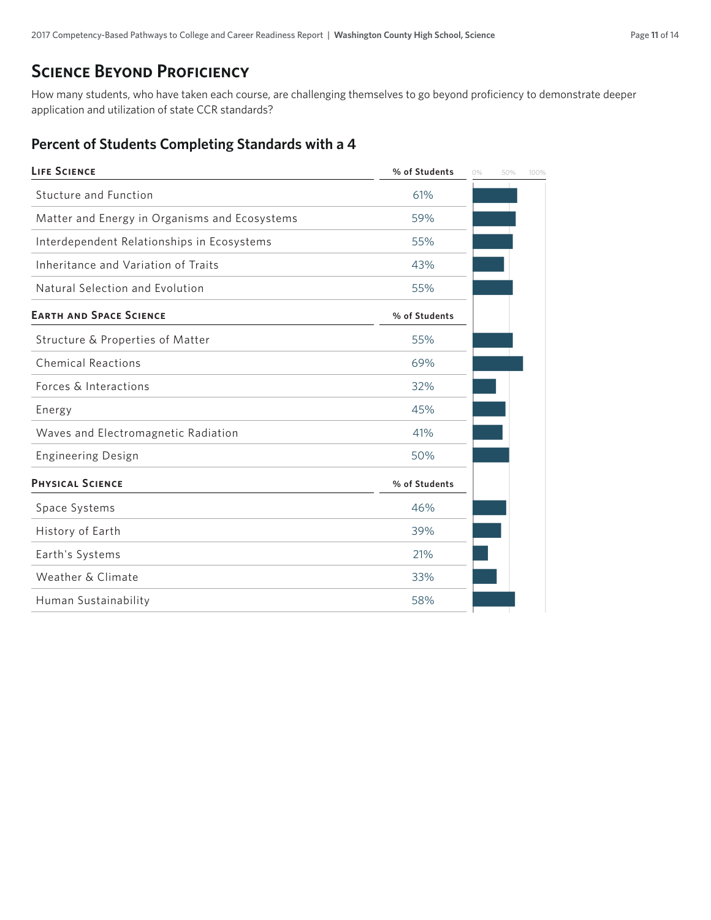## Science Beyond Proficiency

How many students, who have taken each course, are challenging themselves to go beyond proficiency to demonstrate deeper application and utilization of state CCR standards?

### Percent of Students Completing Standards with a 4

| Life Science | % of Students |
|---|---|
| Stucture and Function | 61% |
| Matter and Energy in Organisms and Ecosystems | 59% |
| Interdependent Relationships in Ecosystems | 55% |
| Inheritance and Variation of Traits | 43% |
| Natural Selection and Evolution | 55% |

| Earth and Space Science | % of Students |
|---|---|
| Structure & Properties of Matter | 55% |
| Chemical Reactions | 69% |
| Forces & Interactions | 32% |
| Energy | 45% |
| Waves and Electromagnetic Radiation | 41% |
| Engineering Design | 50% |

| Physical Science | % of Students |
|---|---|
| Space Systems | 46% |
| History of Earth | 39% |
| Earth's Systems | 21% |
| Weather & Climate | 33% |
| Human Sustainability | 58% |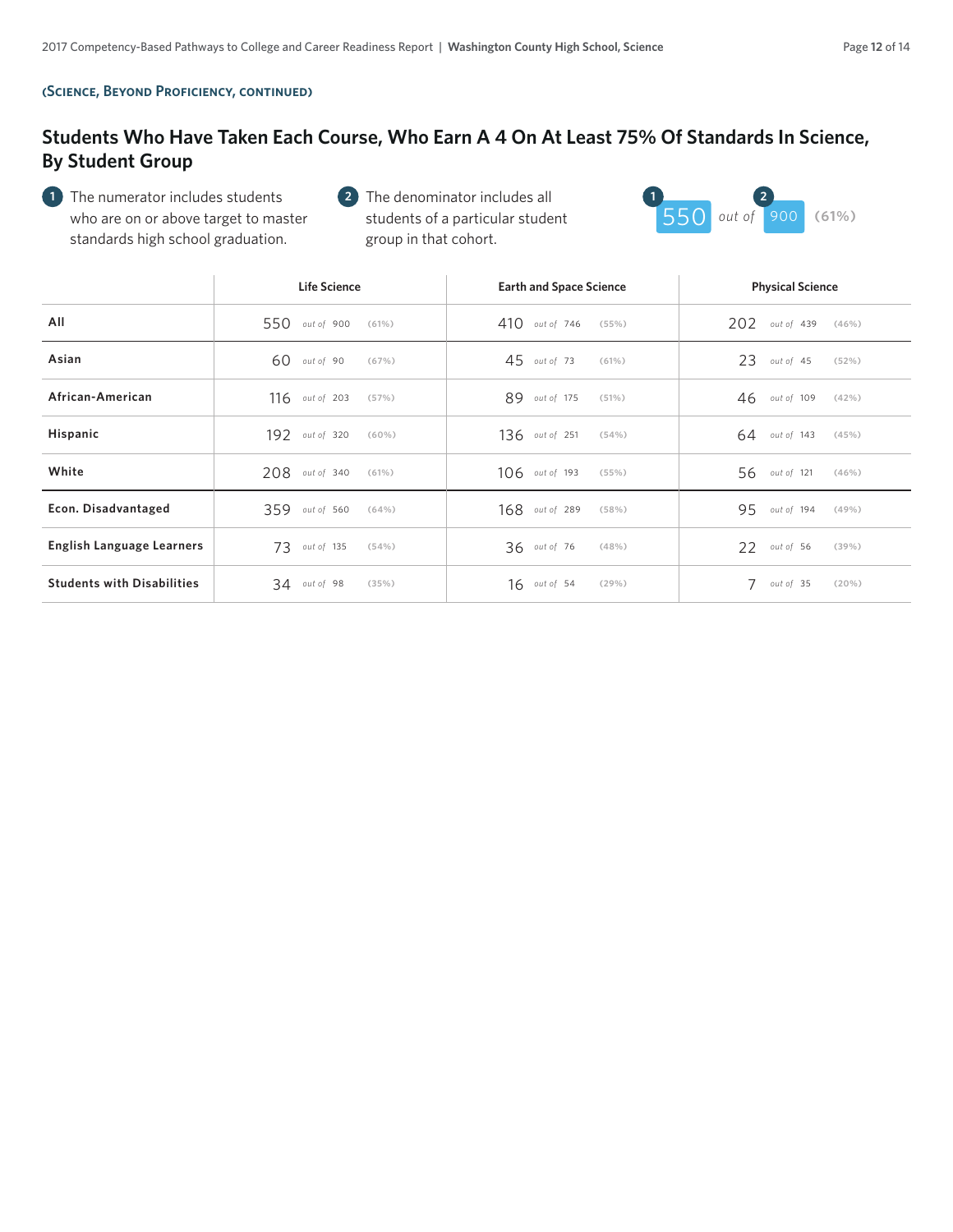**(Science, Beyond Proficiency, continued)**

## Students Who Have Taken Each Course, Who Earn A 4 On At Least 75% Of Standards In Science, By Student Group

1. The numerator includes students who are on or above target to master standards high school graduation.
2. The denominator includes all students of a particular student group in that cohort.

550 (1) out of 900 (2) (61%)

| | Life Science | Earth and Space Science | Physical Science |
|---|---|---|---|
| **All** | 550 out of 900 (61%) | 410 out of 746 (55%) | 202 out of 439 (46%) |
| **Asian** | 60 out of 90 (67%) | 45 out of 73 (61%) | 23 out of 45 (52%) |
| **African-American** | 116 out of 203 (57%) | 89 out of 175 (51%) | 46 out of 109 (42%) |
| **Hispanic** | 192 out of 320 (60%) | 136 out of 251 (54%) | 64 out of 143 (45%) |
| **White** | 208 out of 340 (61%) | 106 out of 193 (55%) | 56 out of 121 (46%) |
| **Econ. Disadvantaged** | 359 out of 560 (64%) | 168 out of 289 (58%) | 95 out of 194 (49%) |
| **English Language Learners** | 73 out of 135 (54%) | 36 out of 76 (48%) | 22 out of 56 (39%) |
| **Students with Disabilities** | 34 out of 98 (35%) | 16 out of 54 (29%) | 7 out of 35 (20%) |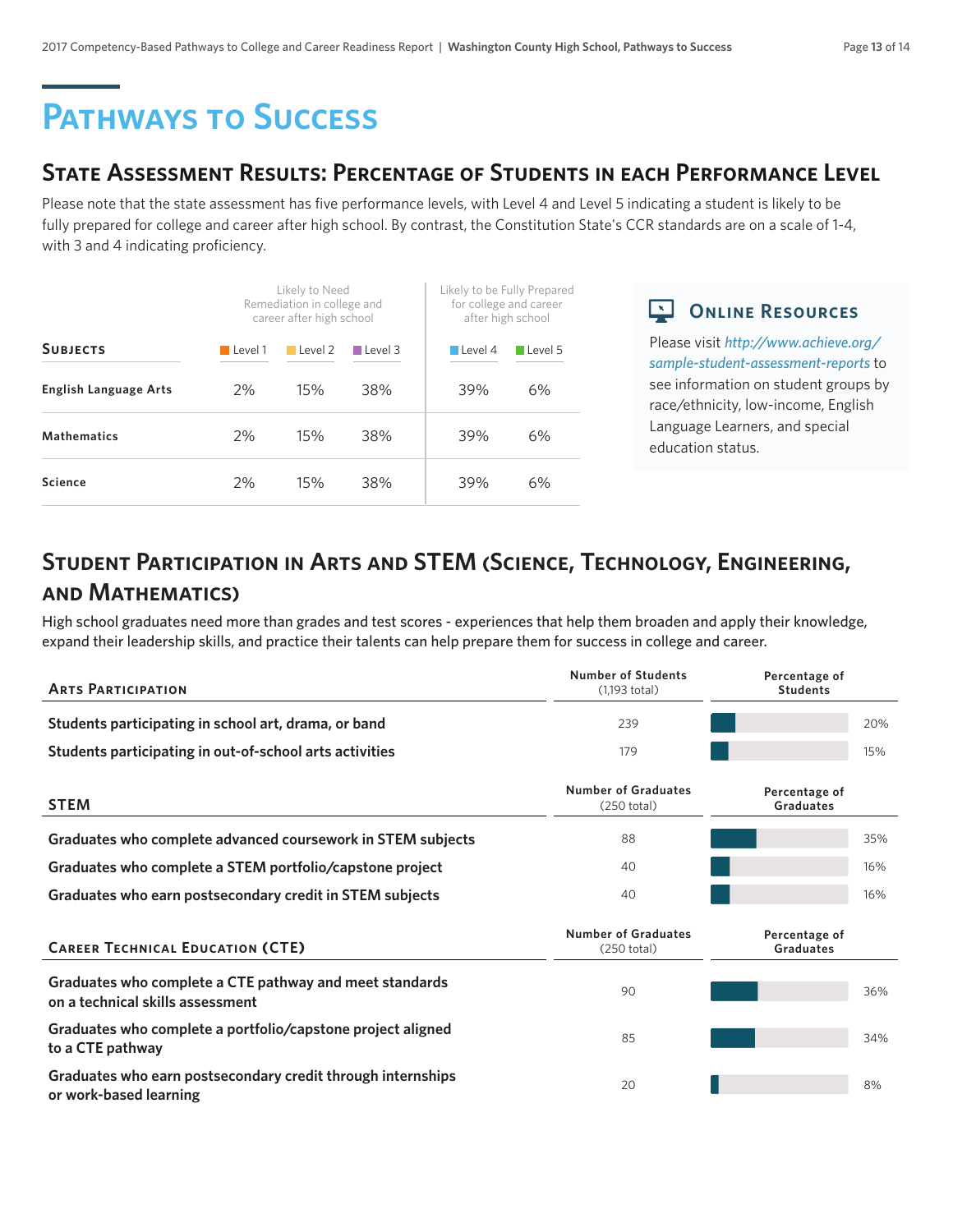# Pathways to Success

## State Assessment Results: Percentage of Students in each Performance Level

Please note that the state assessment has five performance levels, with Level 4 and Level 5 indicating a student is likely to be fully prepared for college and career after high school. By contrast, the Constitution State's CCR standards are on a scale of 1-4, with 3 and 4 indicating proficiency.

| | Likely to Need Remediation in college and career after high school | | | Likely to be Fully Prepared for college and career after high school | |
|---|---|---|---|---|---|
| **Subjects** | Level 1 | Level 2 | Level 3 | Level 4 | Level 5 |
| **English Language Arts** | 2% | 15% | 38% | 39% | 6% |
| **Mathematics** | 2% | 15% | 38% | 39% | 6% |
| **Science** | 2% | 15% | 38% | 39% | 6% |

### Online Resources

Please visit *http://www.achieve.org/sample-student-assessment-reports* to see information on student groups by race/ethnicity, low-income, English Language Learners, and special education status.

## Student Participation in Arts and STEM (Science, Technology, Engineering, and Mathematics)

High school graduates need more than grades and test scores - experiences that help them broaden and apply their knowledge, expand their leadership skills, and practice their talents can help prepare them for success in college and career.

| Arts Participation | Number of Students (1,193 total) | Percentage of Students |
|---|---|---|
| Students participating in school art, drama, or band | 239 | 20% |
| Students participating in out-of-school arts activities | 179 | 15% |

| STEM | Number of Graduates (250 total) | Percentage of Graduates |
|---|---|---|
| Graduates who complete advanced coursework in STEM subjects | 88 | 35% |
| Graduates who complete a STEM portfolio/capstone project | 40 | 16% |
| Graduates who earn postsecondary credit in STEM subjects | 40 | 16% |

| Career Technical Education (CTE) | Number of Graduates (250 total) | Percentage of Graduates |
|---|---|---|
| Graduates who complete a CTE pathway and meet standards on a technical skills assessment | 90 | 36% |
| Graduates who complete a portfolio/capstone project aligned to a CTE pathway | 85 | 34% |
| Graduates who earn postsecondary credit through internships or work-based learning | 20 | 8% |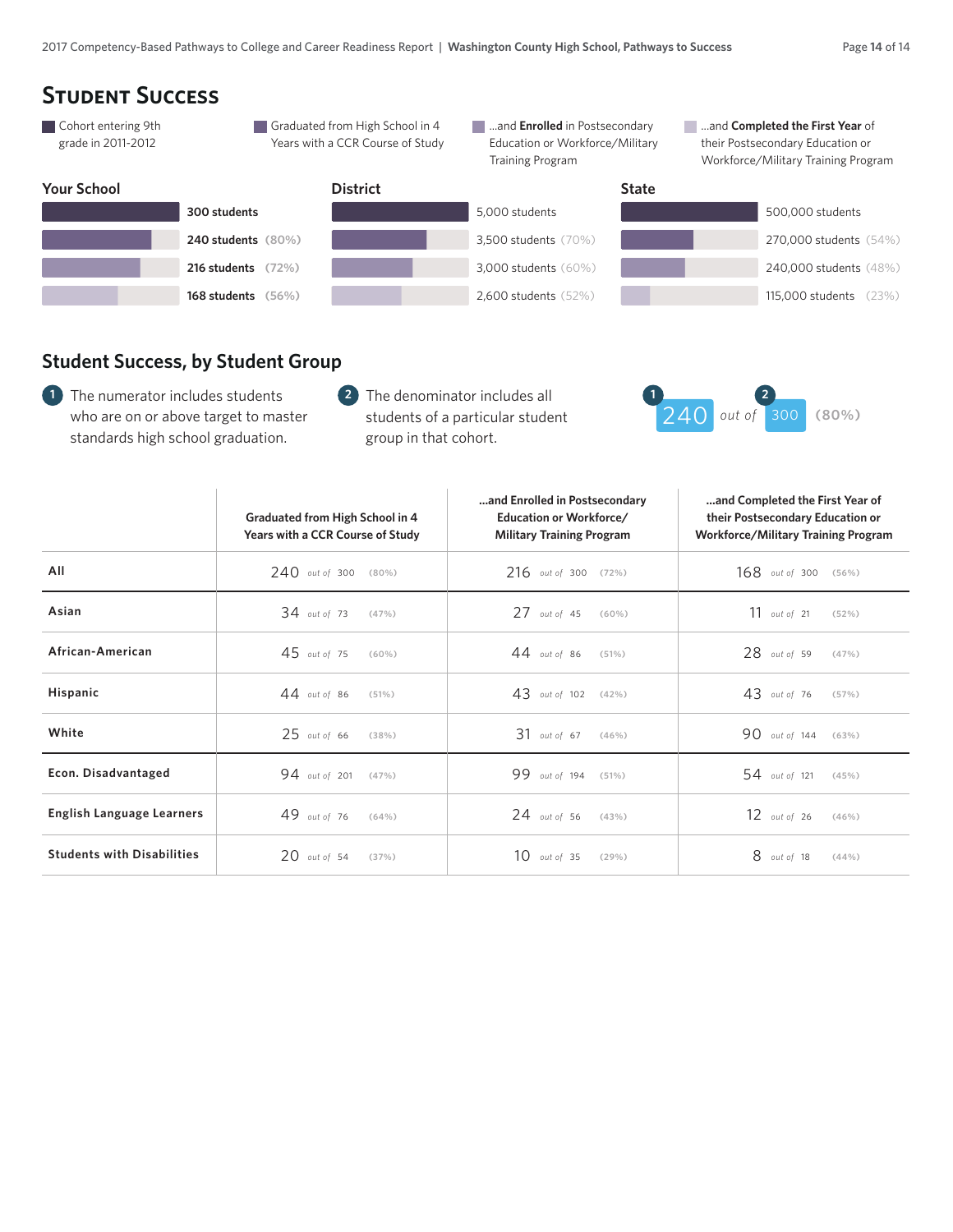# Student Success

Cohort entering 9th grade in 2011-2012

Graduated from High School in 4 Years with a CCR Course of Study

...and **Enrolled** in Postsecondary Education or Workforce/Military Training Program

...and **Completed the First Year** of their Postsecondary Education or Workforce/Military Training Program

**Your School**

**300 students**

**240 students** (80%)

**216 students** (72%)

**168 students** (56%)

**District**

5,000 students

3,500 students (70%)

3,000 students (60%)

2,600 students (52%)

**State**

500,000 students

270,000 students (54%)

240,000 students (48%)

115,000 students (23%)

## Student Success, by Student Group

1. The numerator includes students who are on or above target to master standards high school graduation.
2. The denominator includes all students of a particular student group in that cohort.

240 *out of* 300 (80%)

| | Graduated from High School in 4 Years with a CCR Course of Study | ...and Enrolled in Postsecondary Education or Workforce/ Military Training Program | ...and Completed the First Year of their Postsecondary Education or Workforce/Military Training Program |
|---|---|---|---|
| **All** | 240 *out of* 300 (80%) | 216 *out of* 300 (72%) | 168 *out of* 300 (56%) |
| **Asian** | 34 *out of* 73 (47%) | 27 *out of* 45 (60%) | 11 *out of* 21 (52%) |
| **African-American** | 45 *out of* 75 (60%) | 44 *out of* 86 (51%) | 28 *out of* 59 (47%) |
| **Hispanic** | 44 *out of* 86 (51%) | 43 *out of* 102 (42%) | 43 *out of* 76 (57%) |
| **White** | 25 *out of* 66 (38%) | 31 *out of* 67 (46%) | 90 *out of* 144 (63%) |
| **Econ. Disadvantaged** | 94 *out of* 201 (47%) | 99 *out of* 194 (51%) | 54 *out of* 121 (45%) |
| **English Language Learners** | 49 *out of* 76 (64%) | 24 *out of* 56 (43%) | 12 *out of* 26 (46%) |
| **Students with Disabilities** | 20 *out of* 54 (37%) | 10 *out of* 35 (29%) | 8 *out of* 18 (44%) |